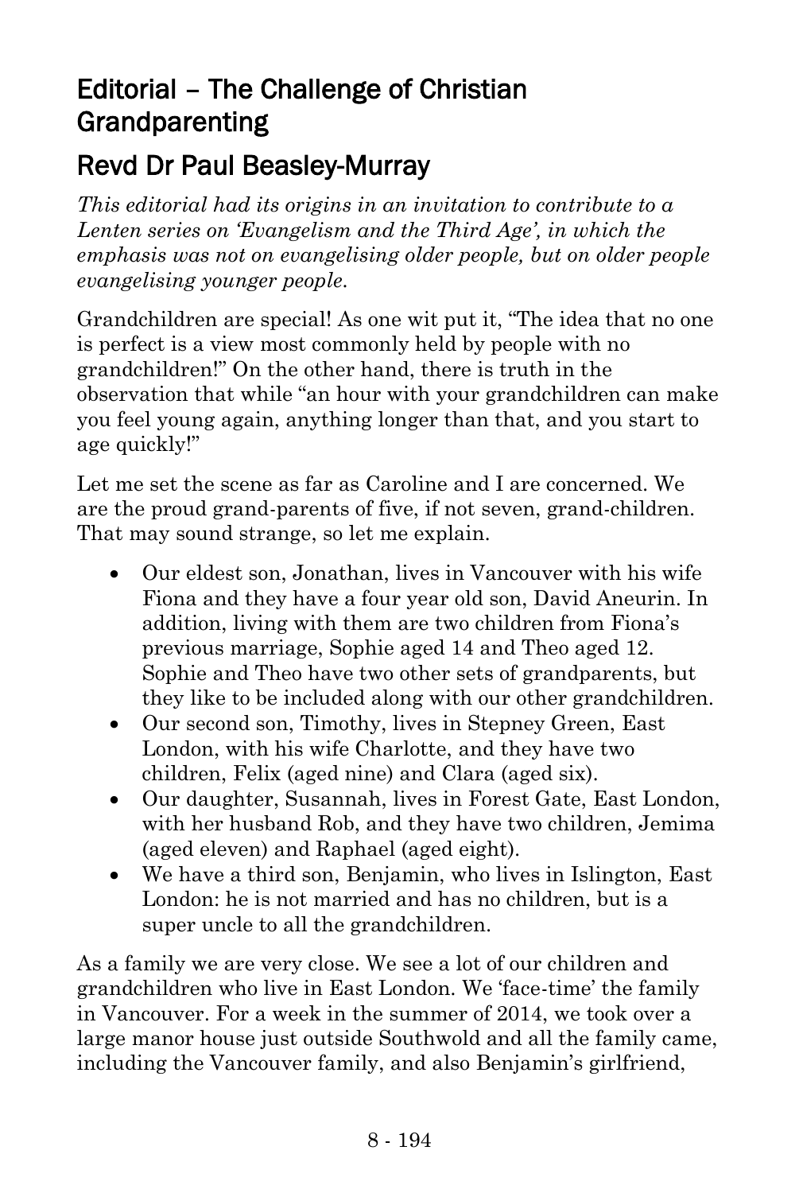# Editorial – The Challenge of Christian Grandparenting

## Revd Dr Paul Beasley-Murray

*This editorial had its origins in an invitation to contribute to a Lenten series on 'Evangelism and the Third Age', in which the emphasis was not on evangelising older people, but on older people evangelising younger people.*

Grandchildren are special! As one wit put it, "The idea that no one is perfect is a view most commonly held by people with no grandchildren!" On the other hand, there is truth in the observation that while "an hour with your grandchildren can make you feel young again, anything longer than that, and you start to age quickly!"

Let me set the scene as far as Caroline and I are concerned. We are the proud grand-parents of five, if not seven, grand-children. That may sound strange, so let me explain.

- Our eldest son, Jonathan, lives in Vancouver with his wife Fiona and they have a four year old son, David Aneurin. In addition, living with them are two children from Fiona's previous marriage, Sophie aged 14 and Theo aged 12. Sophie and Theo have two other sets of grandparents, but they like to be included along with our other grandchildren.
- Our second son, Timothy, lives in Stepney Green, East London, with his wife Charlotte, and they have two children, Felix (aged nine) and Clara (aged six).
- Our daughter, Susannah, lives in Forest Gate, East London, with her husband Rob, and they have two children, Jemima (aged eleven) and Raphael (aged eight).
- We have a third son, Benjamin, who lives in Islington, East London: he is not married and has no children, but is a super uncle to all the grandchildren.

As a family we are very close. We see a lot of our children and grandchildren who live in East London. We 'face-time' the family in Vancouver. For a week in the summer of 2014, we took over a large manor house just outside Southwold and all the family came, including the Vancouver family, and also Benjamin's girlfriend,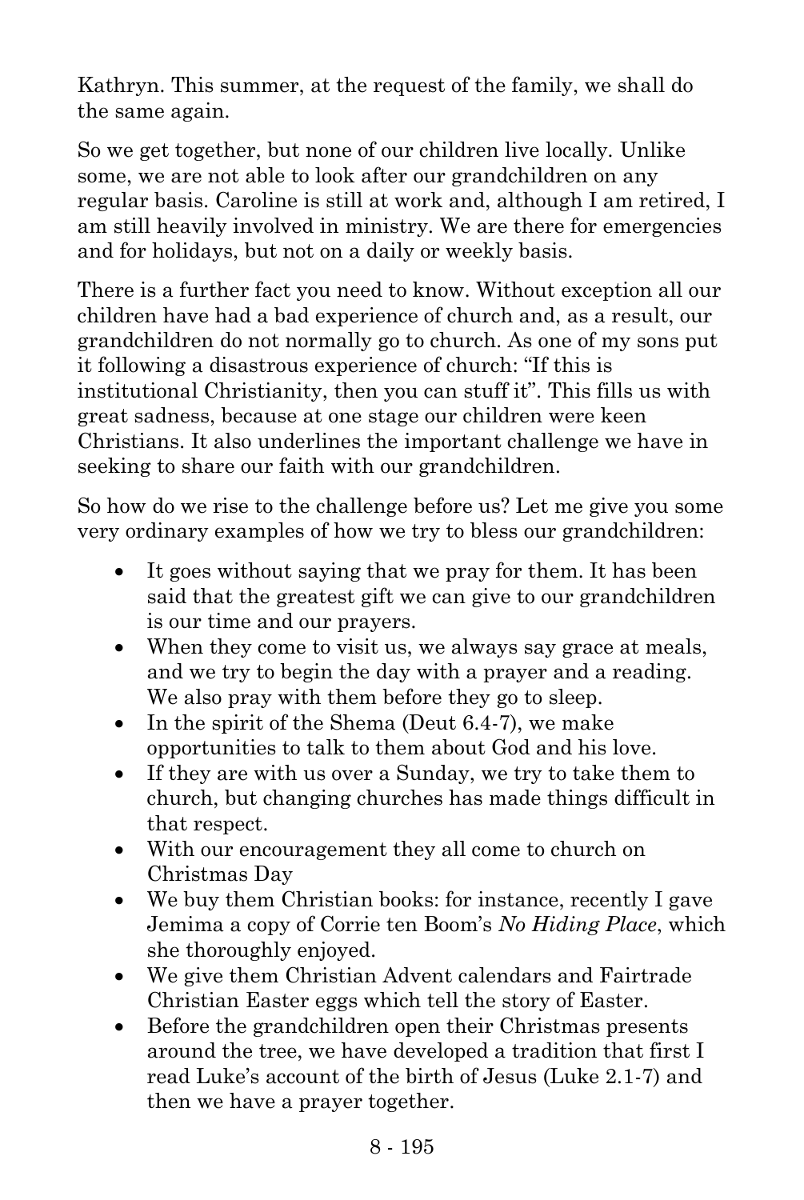Kathryn. This summer, at the request of the family, we shall do the same again.

So we get together, but none of our children live locally. Unlike some, we are not able to look after our grandchildren on any regular basis. Caroline is still at work and, although I am retired, I am still heavily involved in ministry. We are there for emergencies and for holidays, but not on a daily or weekly basis.

There is a further fact you need to know. Without exception all our children have had a bad experience of church and, as a result, our grandchildren do not normally go to church. As one of my sons put it following a disastrous experience of church: "If this is institutional Christianity, then you can stuff it". This fills us with great sadness, because at one stage our children were keen Christians. It also underlines the important challenge we have in seeking to share our faith with our grandchildren.

So how do we rise to the challenge before us? Let me give you some very ordinary examples of how we try to bless our grandchildren:

- It goes without saying that we pray for them. It has been said that the greatest gift we can give to our grandchildren is our time and our prayers.
- When they come to visit us, we always say grace at meals, and we try to begin the day with a prayer and a reading. We also pray with them before they go to sleep.
- In the spirit of the Shema (Deut 6.4-7), we make opportunities to talk to them about God and his love.
- If they are with us over a Sunday, we try to take them to church, but changing churches has made things difficult in that respect.
- With our encouragement they all come to church on Christmas Day
- We buy them Christian books: for instance, recently I gave Jemima a copy of Corrie ten Boom's *No Hiding Place*, which she thoroughly enjoyed.
- We give them Christian Advent calendars and Fairtrade Christian Easter eggs which tell the story of Easter.
- Before the grandchildren open their Christmas presents around the tree, we have developed a tradition that first I read Luke's account of the birth of Jesus (Luke 2.1-7) and then we have a prayer together.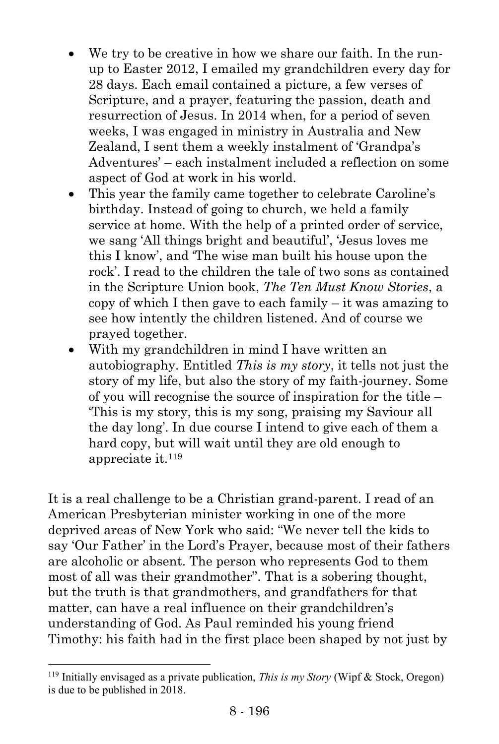- We try to be creative in how we share our faith. In the run-up to Easter 2012, I emailed my grandchildren every day for 28 days. Each email contained a picture, a few verses of Scripture, and a prayer, featuring the passion, death and resurrection of Jesus. In 2014 when, for a period of seven weeks, I was engaged in ministry in Australia and New Zealand, I sent them a weekly instalment of 'Grandpa's Adventures' – each instalment included a reflection on some aspect of God at work in his world.
- This year the family came together to celebrate Caroline's birthday. Instead of going to church, we held a family service at home. With the help of a printed order of service, we sang 'All things bright and beautiful', 'Jesus loves me this I know', and 'The wise man built his house upon the rock'. I read to the children the tale of two sons as contained in the Scripture Union book, *The Ten Must Know Stories*, a copy of which I then gave to each family – it was amazing to see how intently the children listened. And of course we prayed together.
- With my grandchildren in mind I have written an autobiography. Entitled *This is my story*, it tells not just the story of my life, but also the story of my faith-journey. Some of you will recognise the source of inspiration for the title – 'This is my story, this is my song, praising my Saviour all the day long'. In due course I intend to give each of them a hard copy, but will wait until they are old enough to appreciate it.[119]

It is a real challenge to be a Christian grand-parent. I read of an American Presbyterian minister working in one of the more deprived areas of New York who said: "We never tell the kids to say 'Our Father' in the Lord's Prayer, because most of their fathers are alcoholic or absent. The person who represents God to them most of all was their grandmother". That is a sobering thought, but the truth is that grandmothers, and grandfathers for that matter, can have a real influence on their grandchildren's understanding of God. As Paul reminded his young friend Timothy: his faith had in the first place been shaped by not just by

[119] Initially envisaged as a private publication, *This is my Story* (Wipf & Stock, Oregon) is due to be published in 2018.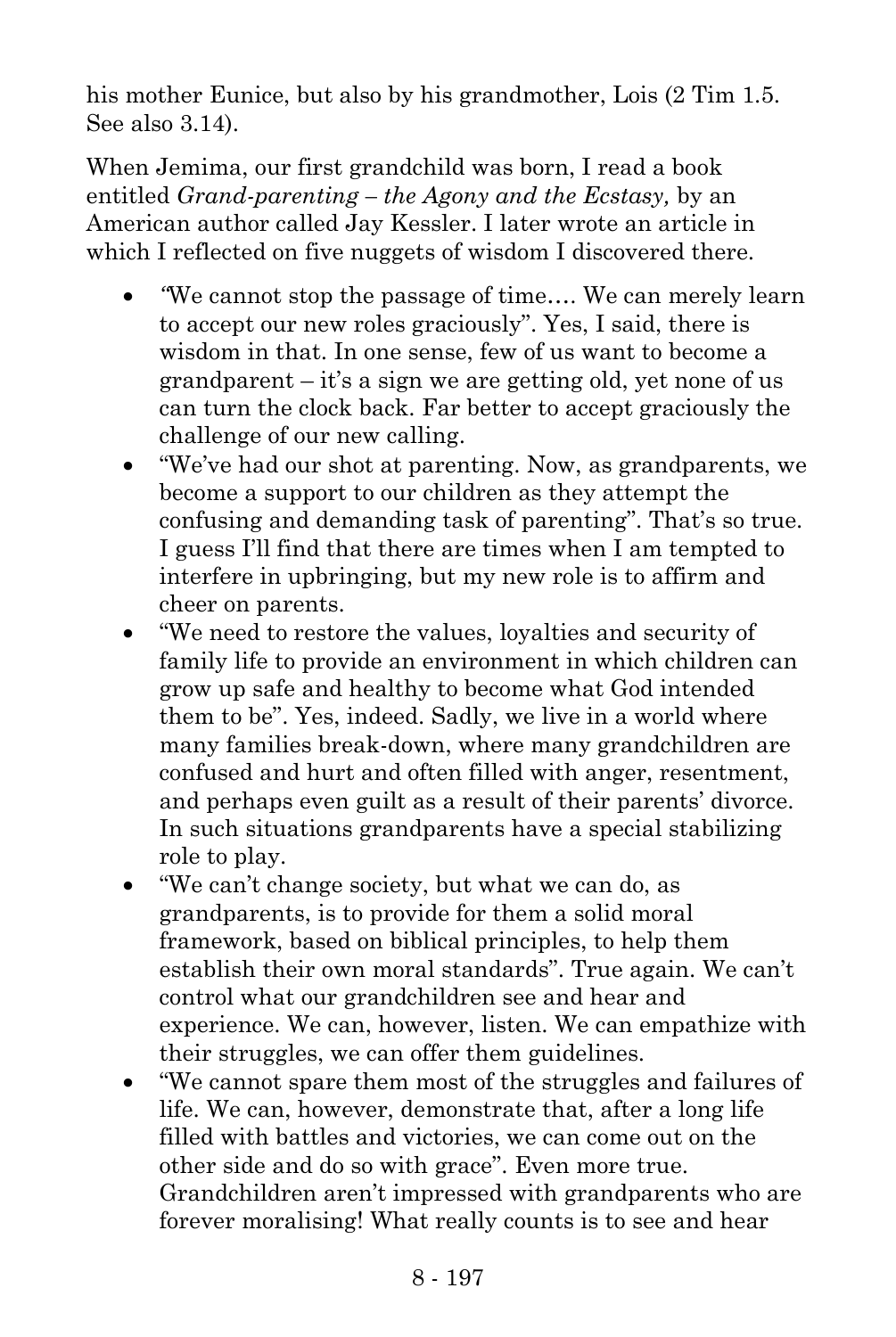his mother Eunice, but also by his grandmother, Lois (2 Tim 1.5. See also 3.14).

When Jemima, our first grandchild was born, I read a book entitled *Grand-parenting – the Agony and the Ecstasy,* by an American author called Jay Kessler. I later wrote an article in which I reflected on five nuggets of wisdom I discovered there.

- "We cannot stop the passage of time…. We can merely learn to accept our new roles graciously". Yes, I said, there is wisdom in that. In one sense, few of us want to become a grandparent – it's a sign we are getting old, yet none of us can turn the clock back. Far better to accept graciously the challenge of our new calling.
- "We've had our shot at parenting. Now, as grandparents, we become a support to our children as they attempt the confusing and demanding task of parenting". That's so true. I guess I'll find that there are times when I am tempted to interfere in upbringing, but my new role is to affirm and cheer on parents.
- "We need to restore the values, loyalties and security of family life to provide an environment in which children can grow up safe and healthy to become what God intended them to be". Yes, indeed. Sadly, we live in a world where many families break-down, where many grandchildren are confused and hurt and often filled with anger, resentment, and perhaps even guilt as a result of their parents' divorce. In such situations grandparents have a special stabilizing role to play.
- "We can't change society, but what we can do, as grandparents, is to provide for them a solid moral framework, based on biblical principles, to help them establish their own moral standards". True again. We can't control what our grandchildren see and hear and experience. We can, however, listen. We can empathize with their struggles, we can offer them guidelines.
- "We cannot spare them most of the struggles and failures of life. We can, however, demonstrate that, after a long life filled with battles and victories, we can come out on the other side and do so with grace". Even more true. Grandchildren aren't impressed with grandparents who are forever moralising! What really counts is to see and hear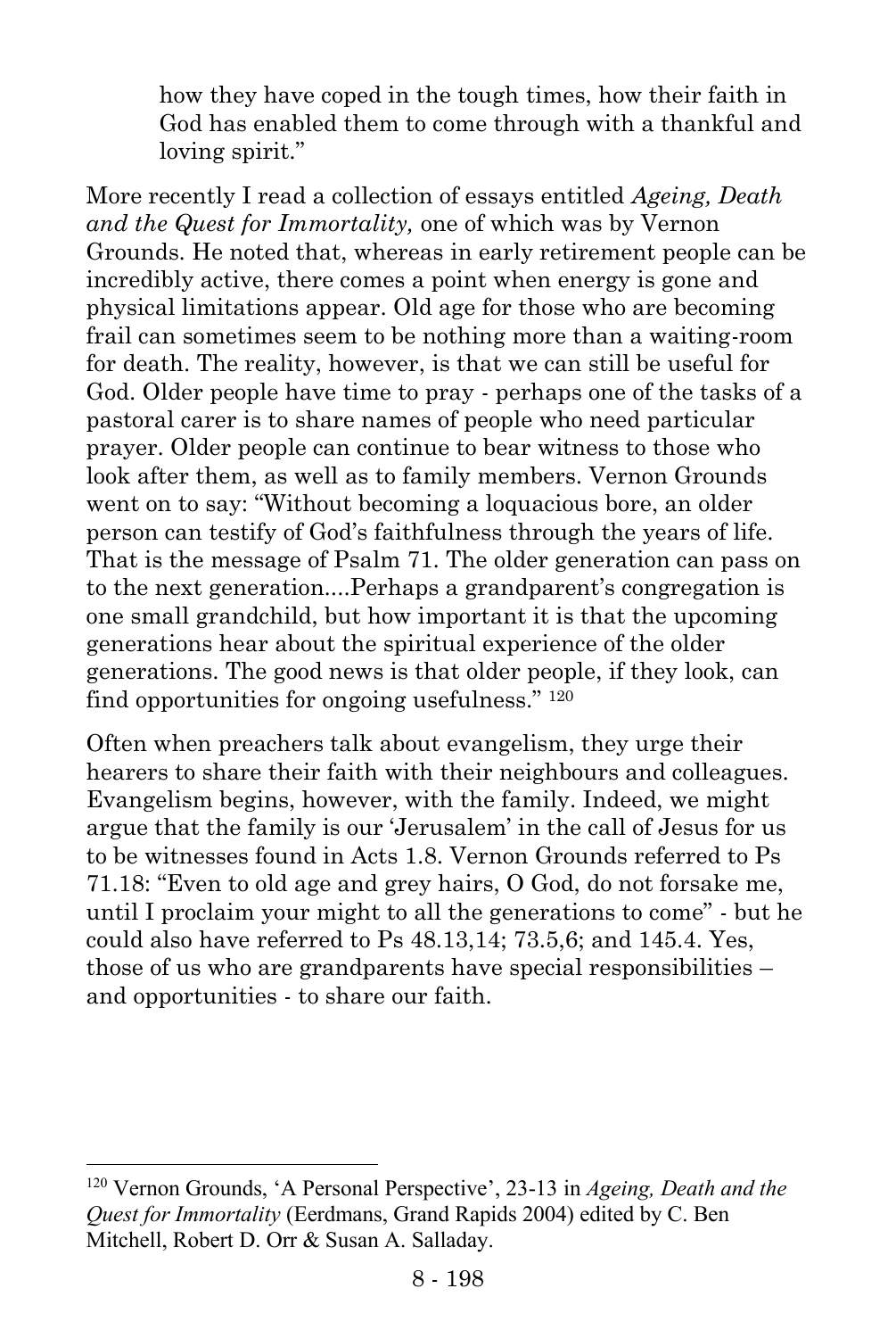> how they have coped in the tough times, how their faith in God has enabled them to come through with a thankful and loving spirit."

More recently I read a collection of essays entitled *Ageing, Death and the Quest for Immortality,* one of which was by Vernon Grounds. He noted that, whereas in early retirement people can be incredibly active, there comes a point when energy is gone and physical limitations appear. Old age for those who are becoming frail can sometimes seem to be nothing more than a waiting-room for death. The reality, however, is that we can still be useful for God. Older people have time to pray - perhaps one of the tasks of a pastoral carer is to share names of people who need particular prayer. Older people can continue to bear witness to those who look after them, as well as to family members. Vernon Grounds went on to say: "Without becoming a loquacious bore, an older person can testify of God's faithfulness through the years of life. That is the message of Psalm 71. The older generation can pass on to the next generation....Perhaps a grandparent's congregation is one small grandchild, but how important it is that the upcoming generations hear about the spiritual experience of the older generations. The good news is that older people, if they look, can find opportunities for ongoing usefulness." [120]

Often when preachers talk about evangelism, they urge their hearers to share their faith with their neighbours and colleagues. Evangelism begins, however, with the family. Indeed, we might argue that the family is our 'Jerusalem' in the call of Jesus for us to be witnesses found in Acts 1.8. Vernon Grounds referred to Ps 71.18: "Even to old age and grey hairs, O God, do not forsake me, until I proclaim your might to all the generations to come" - but he could also have referred to Ps 48.13,14; 73.5,6; and 145.4. Yes, those of us who are grandparents have special responsibilities – and opportunities - to share our faith.

---

[120] Vernon Grounds, 'A Personal Perspective', 23-13 in *Ageing, Death and the Quest for Immortality* (Eerdmans, Grand Rapids 2004) edited by C. Ben Mitchell, Robert D. Orr & Susan A. Salladay.